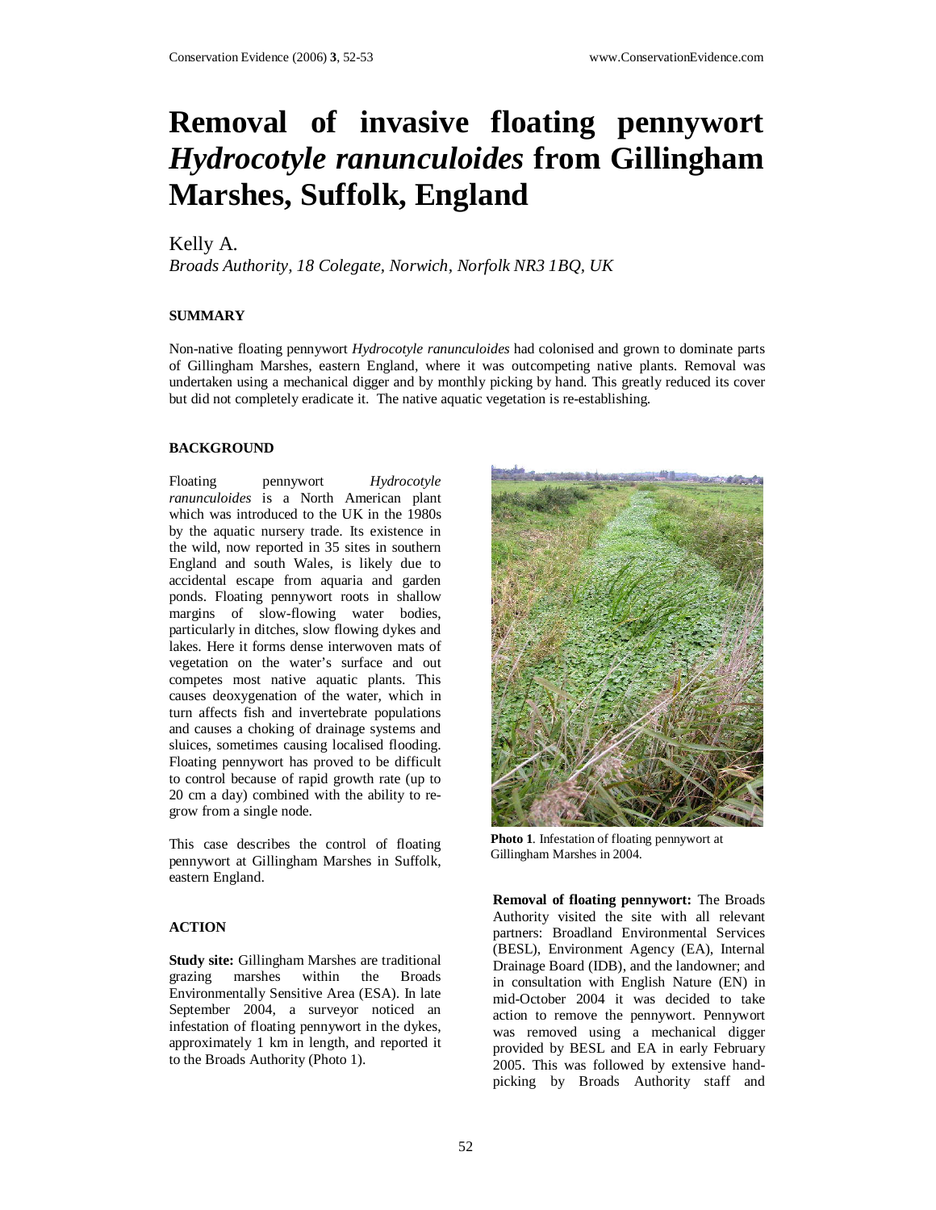# Removal of invasive floating pennywort *Hydrocotyle ranunculoides* from Gillingham Marshes, Suffolk, England

Kelly A.

*Broads Authority, 18 Colegate, Norwich, Norfolk NR3 1BQ, UK*

## SUMMARY

Non-native floating pennywort *Hydrocotyle ranunculoides* had colonised and grown to dominate parts of Gillingham Marshes, eastern England, where it was outcompeting native plants. Removal was undertaken using a mechanical digger and by monthly picking by hand. This greatly reduced its cover but did not completely eradicate it. The native aquatic vegetation is re-establishing.

## BACKGROUND

Floating pennywort *Hydrocotyle ranunculoides* is a North American plant which was introduced to the UK in the 1980s by the aquatic nursery trade. Its existence in the wild, now reported in 35 sites in southern England and south Wales, is likely due to accidental escape from aquaria and garden ponds. Floating pennywort roots in shallow margins of slow-flowing water bodies, particularly in ditches, slow flowing dykes and lakes. Here it forms dense interwoven mats of vegetation on the water's surface and out competes most native aquatic plants. This causes deoxygenation of the water, which in turn affects fish and invertebrate populations and causes a choking of drainage systems and sluices, sometimes causing localised flooding. Floating pennywort has proved to be difficult to control because of rapid growth rate (up to 20 cm a day) combined with the ability to re-grow from a single node.

This case describes the control of floating pennywort at Gillingham Marshes in Suffolk, eastern England.

## ACTION

**Study site:** Gillingham Marshes are traditional grazing marshes within the Broads Environmentally Sensitive Area (ESA). In late September 2004, a surveyor noticed an infestation of floating pennywort in the dykes, approximately 1 km in length, and reported it to the Broads Authority (Photo 1).

**Photo 1**. Infestation of floating pennywort at Gillingham Marshes in 2004.

**Removal of floating pennywort:** The Broads Authority visited the site with all relevant partners: Broadland Environmental Services (BESL), Environment Agency (EA), Internal Drainage Board (IDB), and the landowner; and in consultation with English Nature (EN) in mid-October 2004 it was decided to take action to remove the pennywort. Pennywort was removed using a mechanical digger provided by BESL and EA in early February 2005. This was followed by extensive hand-picking by Broads Authority staff and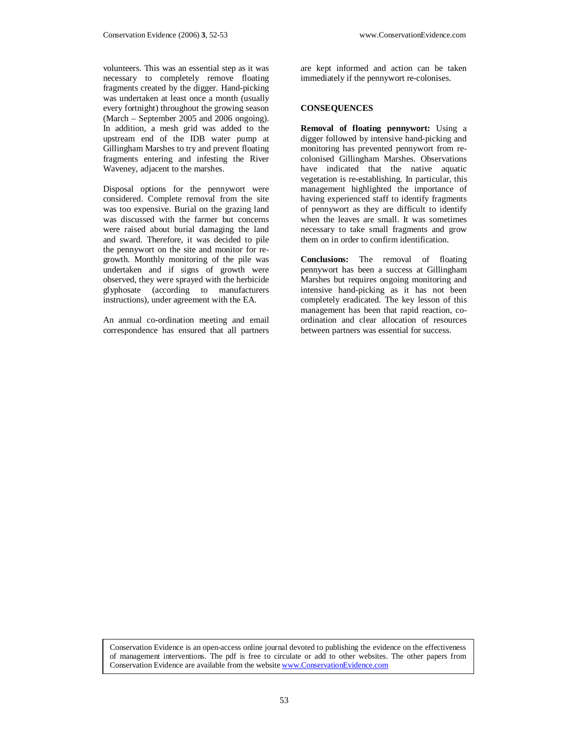volunteers. This was an essential step as it was necessary to completely remove floating fragments created by the digger. Hand-picking was undertaken at least once a month (usually every fortnight) throughout the growing season (March – September 2005 and 2006 ongoing). In addition, a mesh grid was added to the upstream end of the IDB water pump at Gillingham Marshes to try and prevent floating fragments entering and infesting the River Waveney, adjacent to the marshes.

Disposal options for the pennywort were considered. Complete removal from the site was too expensive. Burial on the grazing land was discussed with the farmer but concerns were raised about burial damaging the land and sward. Therefore, it was decided to pile the pennywort on the site and monitor for re-growth. Monthly monitoring of the pile was undertaken and if signs of growth were observed, they were sprayed with the herbicide glyphosate (according to manufacturers instructions), under agreement with the EA.

An annual co-ordination meeting and email correspondence has ensured that all partners are kept informed and action can be taken immediately if the pennywort re-colonises.

## CONSEQUENCES

**Removal of floating pennywort:** Using a digger followed by intensive hand-picking and monitoring has prevented pennywort from re-colonised Gillingham Marshes. Observations have indicated that the native aquatic vegetation is re-establishing. In particular, this management highlighted the importance of having experienced staff to identify fragments of pennywort as they are difficult to identify when the leaves are small. It was sometimes necessary to take small fragments and grow them on in order to confirm identification.

**Conclusions:** The removal of floating pennywort has been a success at Gillingham Marshes but requires ongoing monitoring and intensive hand-picking as it has not been completely eradicated. The key lesson of this management has been that rapid reaction, co-ordination and clear allocation of resources between partners was essential for success.

Conservation Evidence is an open-access online journal devoted to publishing the evidence on the effectiveness of management interventions. The pdf is free to circulate or add to other websites. The other papers from Conservation Evidence are available from the website www.ConservationEvidence.com